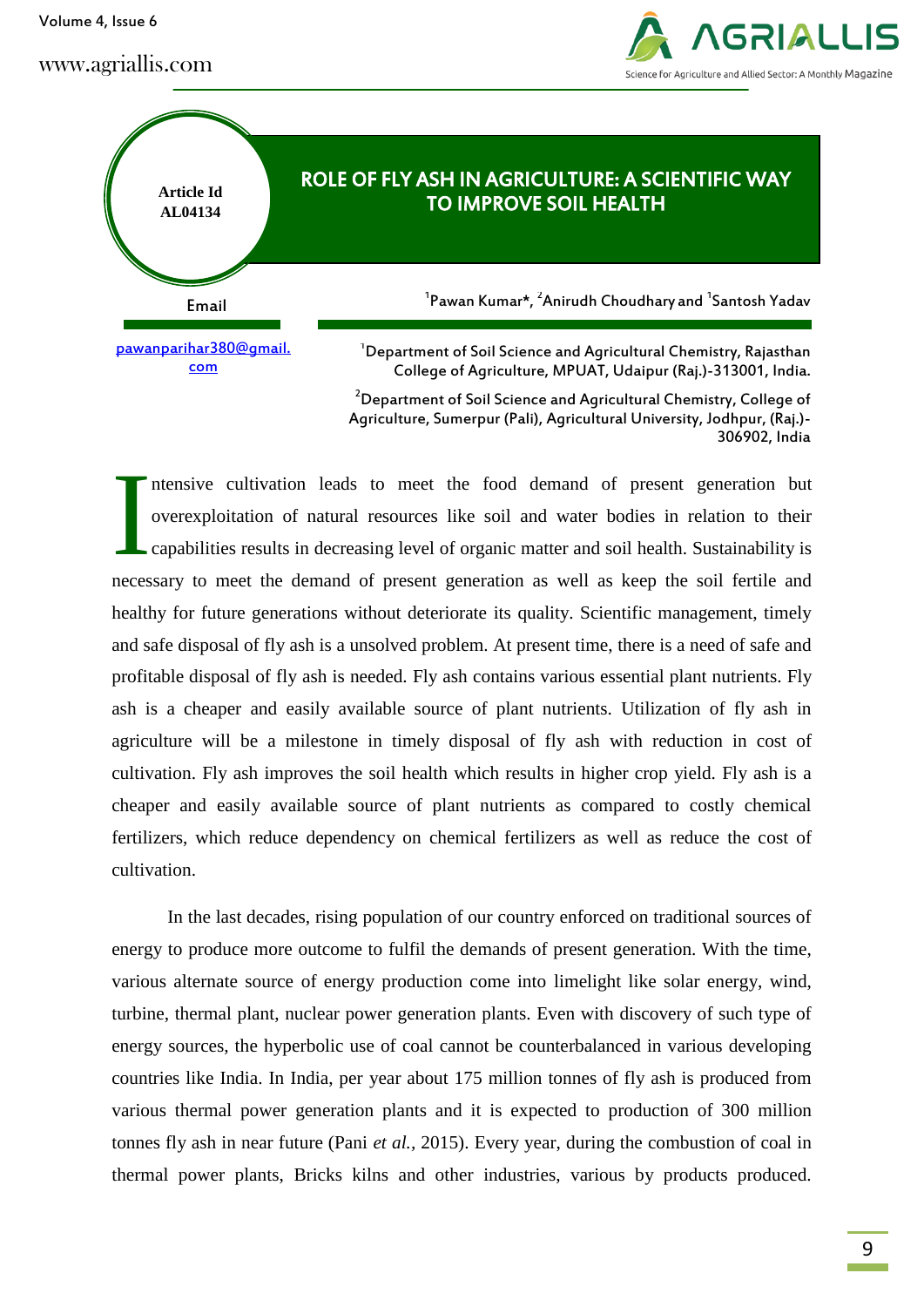Article Id
AL04134

# ROLE OF FLY ASH IN AGRICULTURE: A SCIENTIFIC WAY TO IMPROVE SOIL HEALTH

[1]Pawan Kumar*, [2]Anirudh Choudhary and [1]Santosh Yadav

Email

pawanparihar380@gmail.com

[1]Department of Soil Science and Agricultural Chemistry, Rajasthan College of Agriculture, MPUAT, Udaipur (Raj.)-313001, India.

[2]Department of Soil Science and Agricultural Chemistry, College of Agriculture, Sumerpur (Pali), Agricultural University, Jodhpur, (Raj.)-306902, India

Intensive cultivation leads to meet the food demand of present generation but overexploitation of natural resources like soil and water bodies in relation to their capabilities results in decreasing level of organic matter and soil health. Sustainability is necessary to meet the demand of present generation as well as keep the soil fertile and healthy for future generations without deteriorate its quality. Scientific management, timely and safe disposal of fly ash is a unsolved problem. At present time, there is a need of safe and profitable disposal of fly ash is needed. Fly ash contains various essential plant nutrients. Fly ash is a cheaper and easily available source of plant nutrients. Utilization of fly ash in agriculture will be a milestone in timely disposal of fly ash with reduction in cost of cultivation. Fly ash improves the soil health which results in higher crop yield. Fly ash is a cheaper and easily available source of plant nutrients as compared to costly chemical fertilizers, which reduce dependency on chemical fertilizers as well as reduce the cost of cultivation.

In the last decades, rising population of our country enforced on traditional sources of energy to produce more outcome to fulfil the demands of present generation. With the time, various alternate source of energy production come into limelight like solar energy, wind, turbine, thermal plant, nuclear power generation plants. Even with discovery of such type of energy sources, the hyperbolic use of coal cannot be counterbalanced in various developing countries like India. In India, per year about 175 million tonnes of fly ash is produced from various thermal power generation plants and it is expected to production of 300 million tonnes fly ash in near future (Pani *et al.*, 2015). Every year, during the combustion of coal in thermal power plants, Bricks kilns and other industries, various by products produced.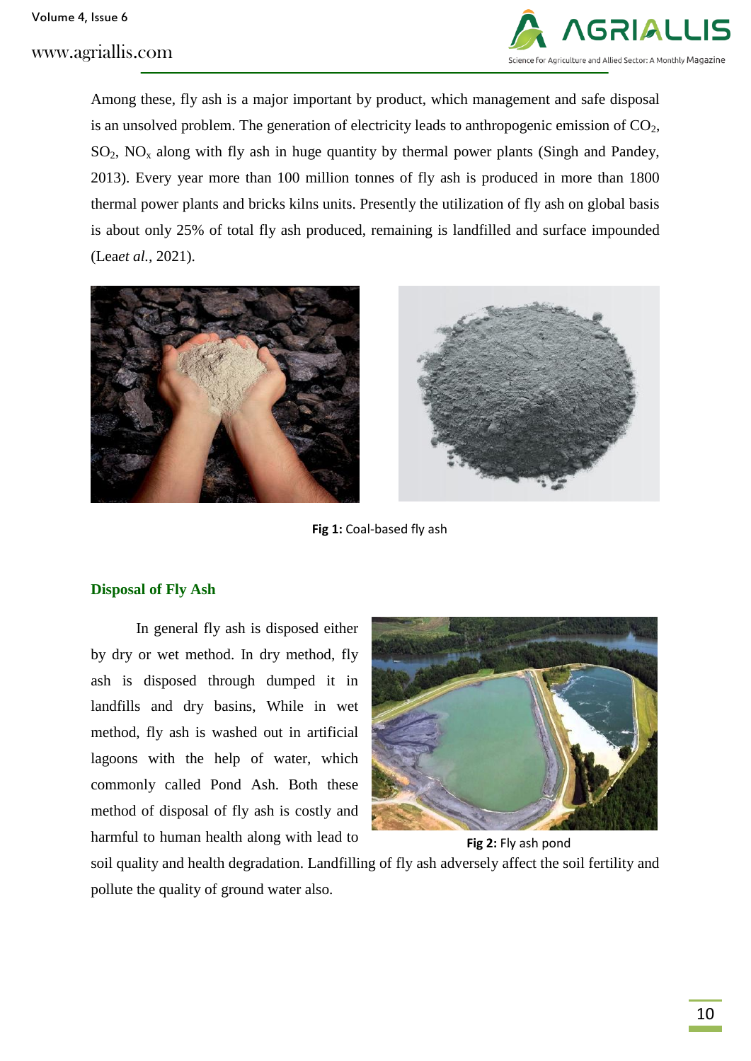Among these, fly ash is a major important by product, which management and safe disposal is an unsolved problem. The generation of electricity leads to anthropogenic emission of $CO_2$, $SO_2$, $NO_x$ along with fly ash in huge quantity by thermal power plants (Singh and Pandey, 2013). Every year more than 100 million tonnes of fly ash is produced in more than 1800 thermal power plants and bricks kilns units. Presently the utilization of fly ash on global basis is about only 25% of total fly ash produced, remaining is landfilled and surface impounded (Lea*et al.*, 2021).

**Fig 1:** Coal-based fly ash

## Disposal of Fly Ash

In general fly ash is disposed either by dry or wet method. In dry method, fly ash is disposed through dumped it in landfills and dry basins, While in wet method, fly ash is washed out in artificial lagoons with the help of water, which commonly called Pond Ash. Both these method of disposal of fly ash is costly and harmful to human health along with lead to soil quality and health degradation. Landfilling of fly ash adversely affect the soil fertility and pollute the quality of ground water also.

**Fig 2:** Fly ash pond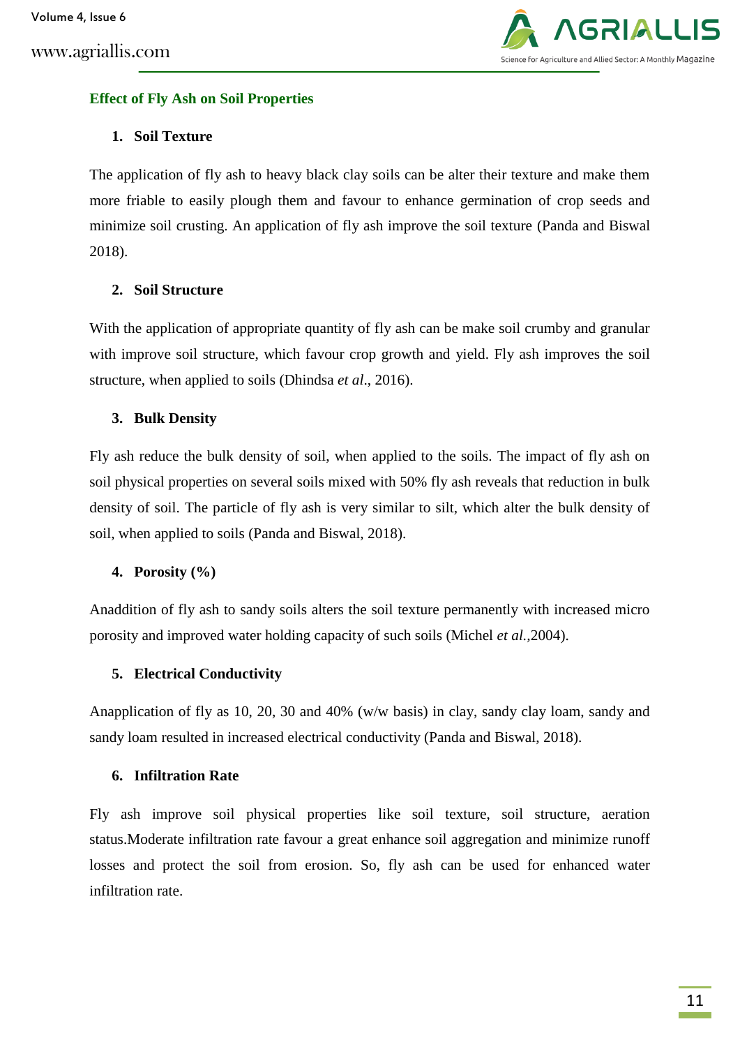## Effect of Fly Ash on Soil Properties

### 1. Soil Texture

The application of fly ash to heavy black clay soils can be alter their texture and make them more friable to easily plough them and favour to enhance germination of crop seeds and minimize soil crusting. An application of fly ash improve the soil texture (Panda and Biswal 2018).

### 2. Soil Structure

With the application of appropriate quantity of fly ash can be make soil crumby and granular with improve soil structure, which favour crop growth and yield. Fly ash improves the soil structure, when applied to soils (Dhindsa *et al*., 2016).

### 3. Bulk Density

Fly ash reduce the bulk density of soil, when applied to the soils. The impact of fly ash on soil physical properties on several soils mixed with 50% fly ash reveals that reduction in bulk density of soil. The particle of fly ash is very similar to silt, which alter the bulk density of soil, when applied to soils (Panda and Biswal, 2018).

### 4. Porosity (%)

Anaddition of fly ash to sandy soils alters the soil texture permanently with increased micro porosity and improved water holding capacity of such soils (Michel *et al.*,2004).

### 5. Electrical Conductivity

Anapplication of fly as 10, 20, 30 and 40% (w/w basis) in clay, sandy clay loam, sandy and sandy loam resulted in increased electrical conductivity (Panda and Biswal, 2018).

### 6. Infiltration Rate

Fly ash improve soil physical properties like soil texture, soil structure, aeration status.Moderate infiltration rate favour a great enhance soil aggregation and minimize runoff losses and protect the soil from erosion. So, fly ash can be used for enhanced water infiltration rate.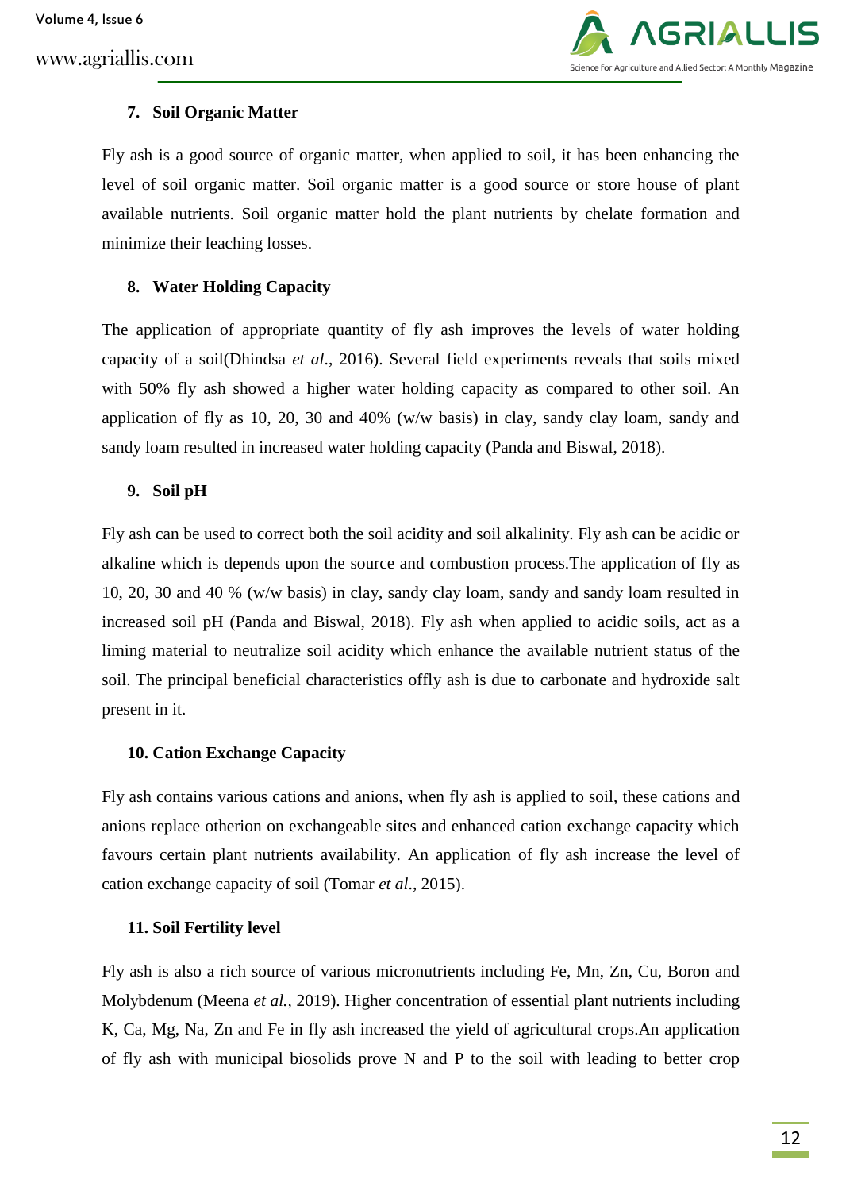### 7. Soil Organic Matter

Fly ash is a good source of organic matter, when applied to soil, it has been enhancing the level of soil organic matter. Soil organic matter is a good source or store house of plant available nutrients. Soil organic matter hold the plant nutrients by chelate formation and minimize their leaching losses.

### 8. Water Holding Capacity

The application of appropriate quantity of fly ash improves the levels of water holding capacity of a soil(Dhindsa *et al*., 2016). Several field experiments reveals that soils mixed with 50% fly ash showed a higher water holding capacity as compared to other soil. An application of fly as 10, 20, 30 and 40% (w/w basis) in clay, sandy clay loam, sandy and sandy loam resulted in increased water holding capacity (Panda and Biswal, 2018).

### 9. Soil pH

Fly ash can be used to correct both the soil acidity and soil alkalinity. Fly ash can be acidic or alkaline which is depends upon the source and combustion process.The application of fly as 10, 20, 30 and 40 % (w/w basis) in clay, sandy clay loam, sandy and sandy loam resulted in increased soil pH (Panda and Biswal, 2018). Fly ash when applied to acidic soils, act as a liming material to neutralize soil acidity which enhance the available nutrient status of the soil. The principal beneficial characteristics offly ash is due to carbonate and hydroxide salt present in it.

### 10. Cation Exchange Capacity

Fly ash contains various cations and anions, when fly ash is applied to soil, these cations and anions replace otherion on exchangeable sites and enhanced cation exchange capacity which favours certain plant nutrients availability. An application of fly ash increase the level of cation exchange capacity of soil (Tomar *et al*., 2015).

### 11. Soil Fertility level

Fly ash is also a rich source of various micronutrients including Fe, Mn, Zn, Cu, Boron and Molybdenum (Meena *et al.*, 2019). Higher concentration of essential plant nutrients including K, Ca, Mg, Na, Zn and Fe in fly ash increased the yield of agricultural crops.An application of fly ash with municipal biosolids prove N and P to the soil with leading to better crop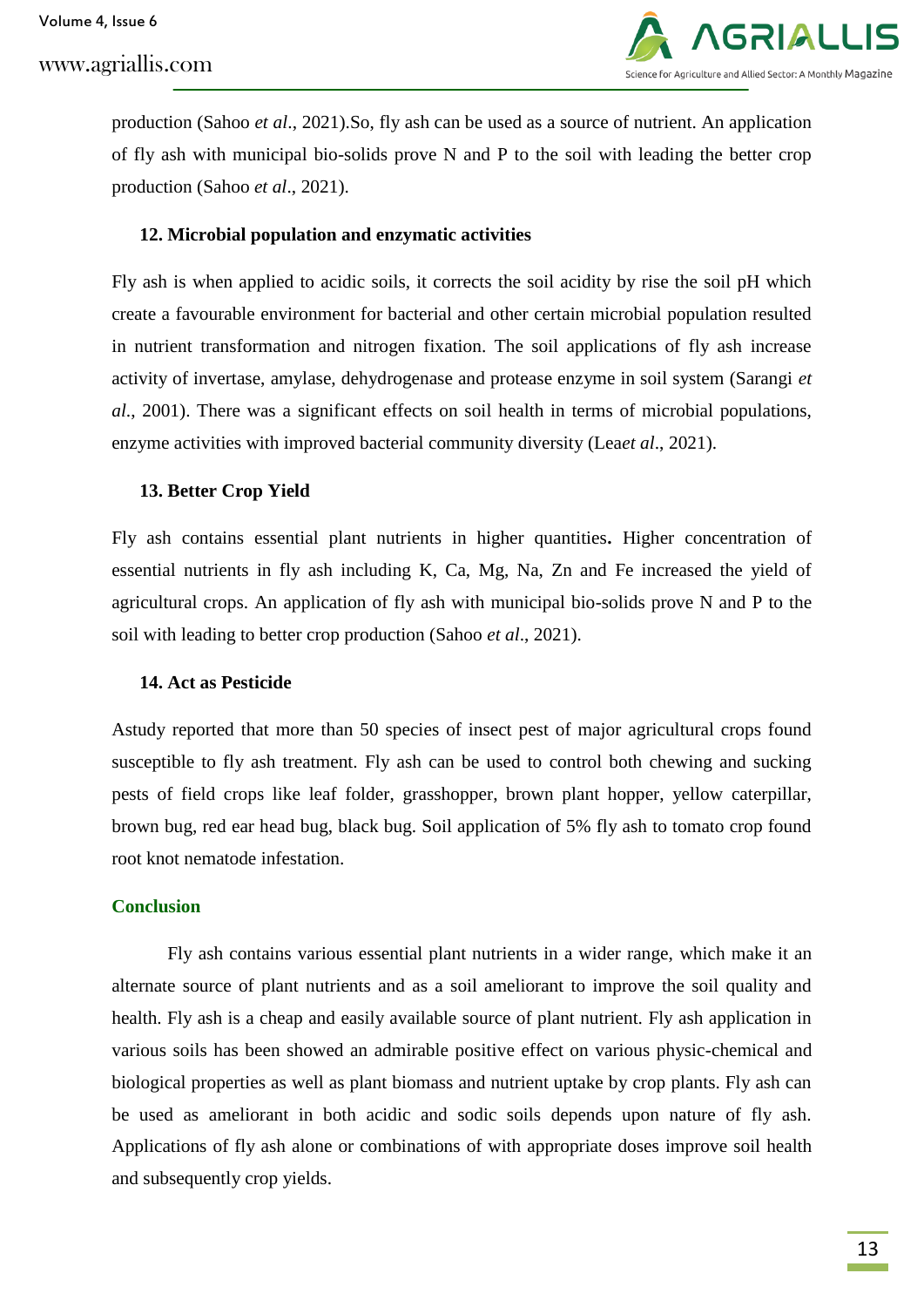production (Sahoo *et al*., 2021).So, fly ash can be used as a source of nutrient. An application of fly ash with municipal bio-solids prove N and P to the soil with leading the better crop production (Sahoo *et al*., 2021).

### 12. Microbial population and enzymatic activities

Fly ash is when applied to acidic soils, it corrects the soil acidity by rise the soil pH which create a favourable environment for bacterial and other certain microbial population resulted in nutrient transformation and nitrogen fixation. The soil applications of fly ash increase activity of invertase, amylase, dehydrogenase and protease enzyme in soil system (Sarangi *et al*., 2001). There was a significant effects on soil health in terms of microbial populations, enzyme activities with improved bacterial community diversity (Lea*et al*., 2021).

### 13. Better Crop Yield

Fly ash contains essential plant nutrients in higher quantities**.** Higher concentration of essential nutrients in fly ash including K, Ca, Mg, Na, Zn and Fe increased the yield of agricultural crops. An application of fly ash with municipal bio-solids prove N and P to the soil with leading to better crop production (Sahoo *et al*., 2021).

### 14. Act as Pesticide

Astudy reported that more than 50 species of insect pest of major agricultural crops found susceptible to fly ash treatment. Fly ash can be used to control both chewing and sucking pests of field crops like leaf folder, grasshopper, brown plant hopper, yellow caterpillar, brown bug, red ear head bug, black bug. Soil application of 5% fly ash to tomato crop found root knot nematode infestation.

## Conclusion

Fly ash contains various essential plant nutrients in a wider range, which make it an alternate source of plant nutrients and as a soil ameliorant to improve the soil quality and health. Fly ash is a cheap and easily available source of plant nutrient. Fly ash application in various soils has been showed an admirable positive effect on various physic-chemical and biological properties as well as plant biomass and nutrient uptake by crop plants. Fly ash can be used as ameliorant in both acidic and sodic soils depends upon nature of fly ash. Applications of fly ash alone or combinations of with appropriate doses improve soil health and subsequently crop yields.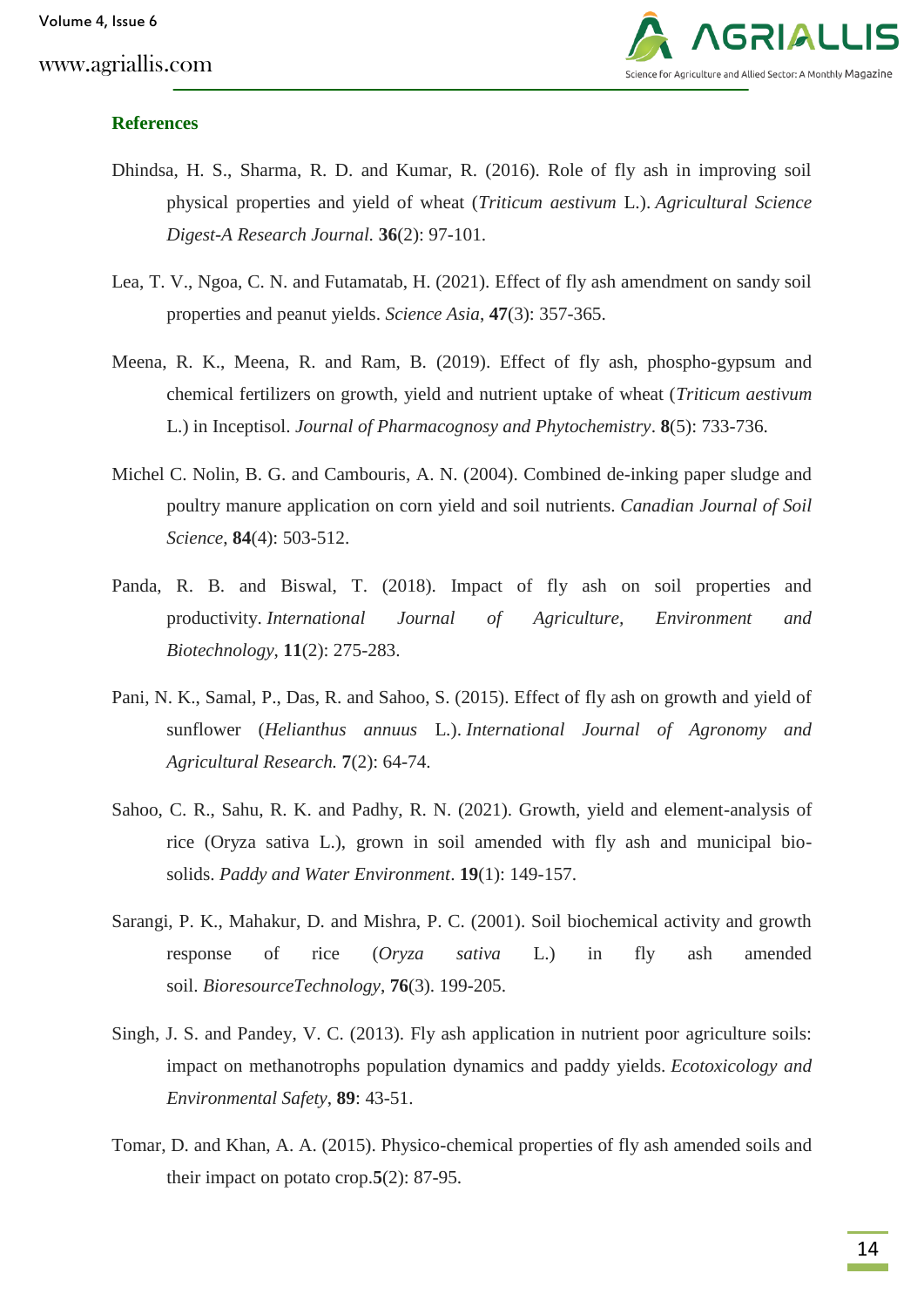## References

Dhindsa, H. S., Sharma, R. D. and Kumar, R. (2016). Role of fly ash in improving soil physical properties and yield of wheat (*Triticum aestivum* L.). *Agricultural Science Digest-A Research Journal.* **36**(2): 97-101.

Lea, T. V., Ngoa, C. N. and Futamatab, H. (2021). Effect of fly ash amendment on sandy soil properties and peanut yields. *Science Asia*, **47**(3): 357-365.

Meena, R. K., Meena, R. and Ram, B. (2019). Effect of fly ash, phospho-gypsum and chemical fertilizers on growth, yield and nutrient uptake of wheat (*Triticum aestivum* L.) in Inceptisol. *Journal of Pharmacognosy and Phytochemistry*. **8**(5): 733-736.

Michel C. Nolin, B. G. and Cambouris, A. N. (2004). Combined de-inking paper sludge and poultry manure application on corn yield and soil nutrients. *Canadian Journal of Soil Science*, **84**(4): 503-512.

Panda, R. B. and Biswal, T. (2018). Impact of fly ash on soil properties and productivity. *International Journal of Agriculture, Environment and Biotechnology*, **11**(2): 275-283.

Pani, N. K., Samal, P., Das, R. and Sahoo, S. (2015). Effect of fly ash on growth and yield of sunflower (*Helianthus annuus* L.). *International Journal of Agronomy and Agricultural Research.* **7**(2): 64-74.

Sahoo, C. R., Sahu, R. K. and Padhy, R. N. (2021). Growth, yield and element-analysis of rice (Oryza sativa L.), grown in soil amended with fly ash and municipal bio-solids. *Paddy and Water Environment*. **19**(1): 149-157.

Sarangi, P. K., Mahakur, D. and Mishra, P. C. (2001). Soil biochemical activity and growth response of rice (*Oryza sativa* L.) in fly ash amended soil. *BioresourceTechnology*, **76**(3). 199-205.

Singh, J. S. and Pandey, V. C. (2013). Fly ash application in nutrient poor agriculture soils: impact on methanotrophs population dynamics and paddy yields. *Ecotoxicology and Environmental Safety*, **89**: 43-51.

Tomar, D. and Khan, A. A. (2015). Physico-chemical properties of fly ash amended soils and their impact on potato crop.**5**(2): 87-95.